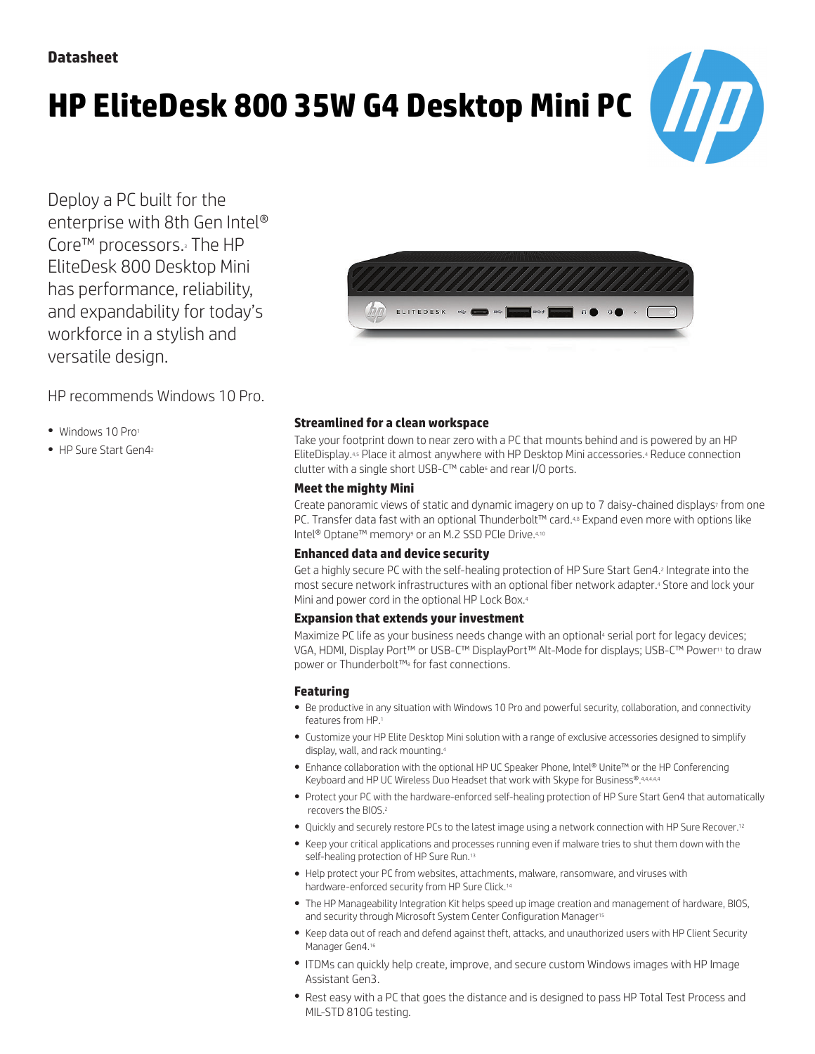Datasheet

# HP EliteDesk 800 35W G4 Desktop Mini PC

Deploy a PC built for the enterprise with 8th Gen Intel® Core™ processors.[3] The HP EliteDesk 800 Desktop Mini has performance, reliability, and expandability for today's workforce in a stylish and versatile design.

HP recommends Windows 10 Pro.

- Windows 10 Pro[1]
- HP Sure Start Gen4[2]

### Streamlined for a clean workspace

Take your footprint down to near zero with a PC that mounts behind and is powered by an HP EliteDisplay.[4,5] Place it almost anywhere with HP Desktop Mini accessories.[4] Reduce connection clutter with a single short USB-C™ cable[6] and rear I/O ports.

### Meet the mighty Mini

Create panoramic views of static and dynamic imagery on up to 7 daisy-chained displays[7] from one PC. Transfer data fast with an optional Thunderbolt™ card.[4,8] Expand even more with options like Intel® Optane™ memory[9] or an M.2 SSD PCIe Drive.[4,10]

### Enhanced data and device security

Get a highly secure PC with the self-healing protection of HP Sure Start Gen4.[2] Integrate into the most secure network infrastructures with an optional fiber network adapter.[4] Store and lock your Mini and power cord in the optional HP Lock Box.[4]

### Expansion that extends your investment

Maximize PC life as your business needs change with an optional[4] serial port for legacy devices; VGA, HDMI, Display Port™ or USB-C™ DisplayPort™ Alt-Mode for displays; USB-C™ Power[11] to draw power or Thunderbolt™[8] for fast connections.

### Featuring

- Be productive in any situation with Windows 10 Pro and powerful security, collaboration, and connectivity features from HP.[1]
- Customize your HP Elite Desktop Mini solution with a range of exclusive accessories designed to simplify display, wall, and rack mounting.[4]
- Enhance collaboration with the optional HP UC Speaker Phone, Intel® Unite™ or the HP Conferencing Keyboard and HP UC Wireless Duo Headset that work with Skype for Business®.[4,4,4,4,4]
- Protect your PC with the hardware-enforced self-healing protection of HP Sure Start Gen4 that automatically recovers the BIOS.[2]
- Quickly and securely restore PCs to the latest image using a network connection with HP Sure Recover.[12]
- Keep your critical applications and processes running even if malware tries to shut them down with the self-healing protection of HP Sure Run.[13]
- Help protect your PC from websites, attachments, malware, ransomware, and viruses with hardware-enforced security from HP Sure Click.[14]
- The HP Manageability Integration Kit helps speed up image creation and management of hardware, BIOS, and security through Microsoft System Center Configuration Manager[15]
- Keep data out of reach and defend against theft, attacks, and unauthorized users with HP Client Security Manager Gen4.[16]
- ITDMs can quickly help create, improve, and secure custom Windows images with HP Image Assistant Gen3.
- Rest easy with a PC that goes the distance and is designed to pass HP Total Test Process and MIL-STD 810G testing.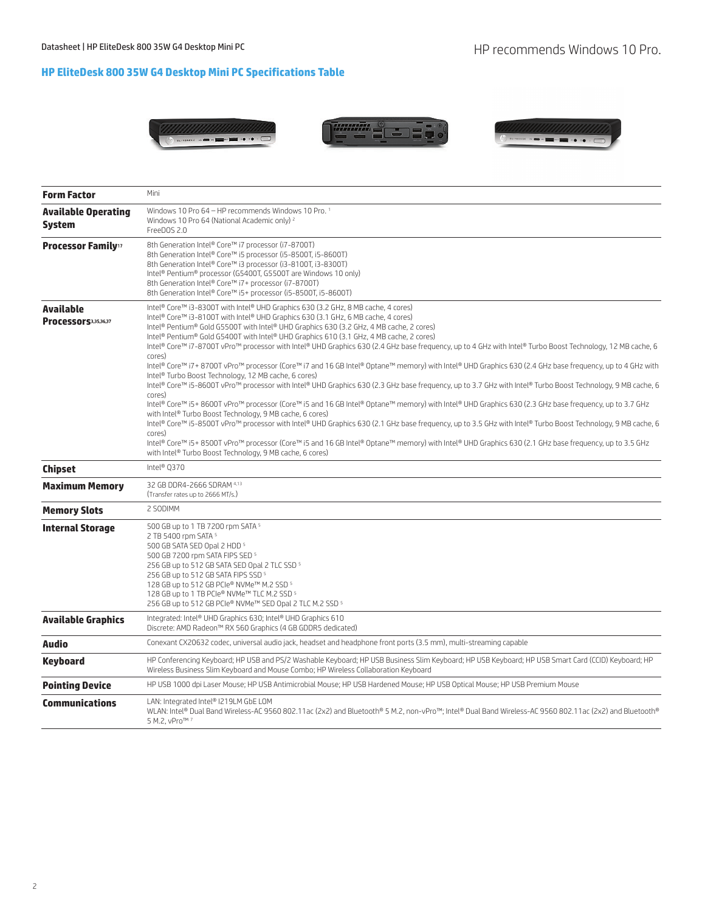HP recommends Windows 10 Pro.

## HP EliteDesk 800 35W G4 Desktop Mini PC Specifications Table

| | |
|---|---|
| **Form Factor** | Mini |
| **Available Operating System** | Windows 10 Pro 64 – HP recommends Windows 10 Pro. [1]<br>Windows 10 Pro 64 (National Academic only) [2]<br>FreeDOS 2.0 |
| **Processor Family**[17] | 8th Generation Intel® Core™ i7 processor (i7-8700T)<br>8th Generation Intel® Core™ i5 processor (i5-8500T, i5-8600T)<br>8th Generation Intel® Core™ i3 processor (i3-8100T, i3-8300T)<br>Intel® Pentium® processor (G5400T, G5500T are Windows 10 only)<br>8th Generation Intel® Core™ i7+ processor (i7-8700T)<br>8th Generation Intel® Core™ i5+ processor (i5-8500T, i5-8600T) |
| **Available Processors**[3,35,36,37] | Intel® Core™ i3-8300T with Intel® UHD Graphics 630 (3.2 GHz, 8 MB cache, 4 cores)<br>Intel® Core™ i3-8100T with Intel® UHD Graphics 630 (3.1 GHz, 6 MB cache, 4 cores)<br>Intel® Pentium® Gold G5500T with Intel® UHD Graphics 630 (3.2 GHz, 4 MB cache, 2 cores)<br>Intel® Pentium® Gold G5400T with Intel® UHD Graphics 610 (3.1 GHz, 4 MB cache, 2 cores)<br>Intel® Core™ i7-8700T vPro™ processor with Intel® UHD Graphics 630 (2.4 GHz base frequency, up to 4 GHz with Intel® Turbo Boost Technology, 12 MB cache, 6 cores)<br>Intel® Core™ i7+ 8700T vPro™ processor (Core™ i7 and 16 GB Intel® Optane™ memory) with Intel® UHD Graphics 630 (2.4 GHz base frequency, up to 4 GHz with Intel® Turbo Boost Technology, 12 MB cache, 6 cores)<br>Intel® Core™ i5-8600T vPro™ processor with Intel® UHD Graphics 630 (2.3 GHz base frequency, up to 3.7 GHz with Intel® Turbo Boost Technology, 9 MB cache, 6 cores)<br>Intel® Core™ i5+ 8600T vPro™ processor (Core™ i5 and 16 GB Intel® Optane™ memory) with Intel® UHD Graphics 630 (2.3 GHz base frequency, up to 3.7 GHz with Intel® Turbo Boost Technology, 9 MB cache, 6 cores)<br>Intel® Core™ i5-8500T vPro™ processor with Intel® UHD Graphics 630 (2.1 GHz base frequency, up to 3.5 GHz with Intel® Turbo Boost Technology, 9 MB cache, 6 cores)<br>Intel® Core™ i5+ 8500T vPro™ processor (Core™ i5 and 16 GB Intel® Optane™ memory) with Intel® UHD Graphics 630 (2.1 GHz base frequency, up to 3.5 GHz with Intel® Turbo Boost Technology, 9 MB cache, 6 cores) |
| **Chipset** | Intel® Q370 |
| **Maximum Memory** | 32 GB DDR4-2666 SDRAM [4,13]<br>(Transfer rates up to 2666 MT/s.) |
| **Memory Slots** | 2 SODIMM |
| **Internal Storage** | 500 GB up to 1 TB 7200 rpm SATA [5]<br>2 TB 5400 rpm SATA [5]<br>500 GB SATA SED Opal 2 HDD [5]<br>500 GB 7200 rpm SATA FIPS SED [5]<br>256 GB up to 512 GB SATA SED Opal 2 TLC SSD [5]<br>256 GB up to 512 GB SATA FIPS SSD [5]<br>128 GB up to 512 GB PCIe® NVMe™ M.2 SSD [5]<br>128 GB up to 1 TB PCIe® NVMe™ TLC M.2 SSD [5]<br>256 GB up to 512 GB PCIe® NVMe™ SED Opal 2 TLC M.2 SSD [5] |
| **Available Graphics** | Integrated: Intel® UHD Graphics 630; Intel® UHD Graphics 610<br>Discrete: AMD Radeon™ RX 560 Graphics (4 GB GDDR5 dedicated) |
| **Audio** | Conexant CX20632 codec, universal audio jack, headset and headphone front ports (3.5 mm), multi-streaming capable |
| **Keyboard** | HP Conferencing Keyboard; HP USB and PS/2 Washable Keyboard; HP USB Business Slim Keyboard; HP USB Keyboard; HP USB Smart Card (CCID) Keyboard; HP Wireless Business Slim Keyboard and Mouse Combo; HP Wireless Collaboration Keyboard |
| **Pointing Device** | HP USB 1000 dpi Laser Mouse; HP USB Antimicrobial Mouse; HP USB Hardened Mouse; HP USB Optical Mouse; HP USB Premium Mouse |
| **Communications** | LAN: Integrated Intel® I219LM GbE LOM<br>WLAN: Intel® Dual Band Wireless-AC 9560 802.11ac (2x2) and Bluetooth® 5 M.2, non-vPro™; Intel® Dual Band Wireless-AC 9560 802.11ac (2x2) and Bluetooth® 5 M.2, vPro™ [7] |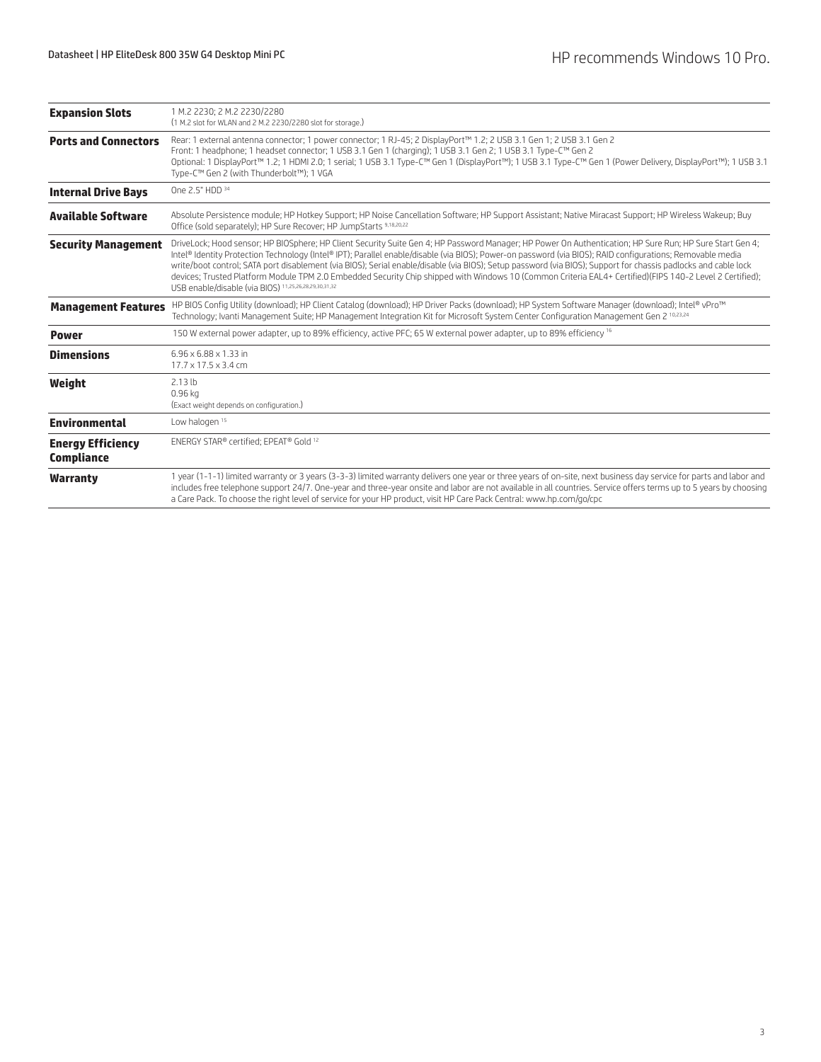| | |
|---|---|
| **Expansion Slots** | 1 M.2 2230; 2 M.2 2230/2280<br>(1 M.2 slot for WLAN and 2 M.2 2230/2280 slot for storage.) |
| **Ports and Connectors** | Rear: 1 external antenna connector; 1 power connector; 1 RJ-45; 2 DisplayPort™ 1.2; 2 USB 3.1 Gen 1; 2 USB 3.1 Gen 2<br>Front: 1 headphone; 1 headset connector; 1 USB 3.1 Gen 1 (charging); 1 USB 3.1 Gen 2; 1 USB 3.1 Type-C™ Gen 2<br>Optional: 1 DisplayPort™ 1.2; 1 HDMI 2.0; 1 serial; 1 USB 3.1 Type-C™ Gen 1 (DisplayPort™); 1 USB 3.1 Type-C™ Gen 1 (Power Delivery, DisplayPort™); 1 USB 3.1 Type-C™ Gen 2 (with Thunderbolt™); 1 VGA |
| **Internal Drive Bays** | One 2.5" HDD [34] |
| **Available Software** | Absolute Persistence module; HP Hotkey Support; HP Noise Cancellation Software; HP Support Assistant; Native Miracast Support; HP Wireless Wakeup; Buy Office (sold separately); HP Sure Recover; HP JumpStarts [9,18,20,22] |
| **Security Management** | DriveLock; Hood sensor; HP BIOSphere; HP Client Security Suite Gen 4; HP Password Manager; HP Power On Authentication; HP Sure Run; HP Sure Start Gen 4; Intel® Identity Protection Technology (Intel® IPT); Parallel enable/disable (via BIOS); Power-on password (via BIOS); RAID configurations; Removable media write/boot control; SATA port disablement (via BIOS); Serial enable/disable (via BIOS); Setup password (via BIOS); Support for chassis padlocks and cable lock devices; Trusted Platform Module TPM 2.0 Embedded Security Chip shipped with Windows 10 (Common Criteria EAL4+ Certified)(FIPS 140-2 Level 2 Certified); USB enable/disable (via BIOS) [11,25,26,28,29,30,31,32] |
| **Management Features** | HP BIOS Config Utility (download); HP Client Catalog (download); HP Driver Packs (download); HP System Software Manager (download); Intel® vPro™ Technology; Ivanti Management Suite; HP Management Integration Kit for Microsoft System Center Configuration Management Gen 2 [10,23,24] |
| **Power** | 150 W external power adapter, up to 89% efficiency, active PFC; 65 W external power adapter, up to 89% efficiency [16] |
| **Dimensions** | 6.96 x 6.88 x 1.33 in<br>17.7 x 17.5 x 3.4 cm |
| **Weight** | 2.13 lb<br>0.96 kg<br>(Exact weight depends on configuration.) |
| **Environmental** | Low halogen [15] |
| **Energy Efficiency Compliance** | ENERGY STAR® certified; EPEAT® Gold [12] |
| **Warranty** | 1 year (1-1-1) limited warranty or 3 years (3-3-3) limited warranty delivers one year or three years of on-site, next business day service for parts and labor and includes free telephone support 24/7. One-year and three-year onsite and labor are not available in all countries. Service offers terms up to 5 years by choosing a Care Pack. To choose the right level of service for your HP product, visit HP Care Pack Central: www.hp.com/go/cpc |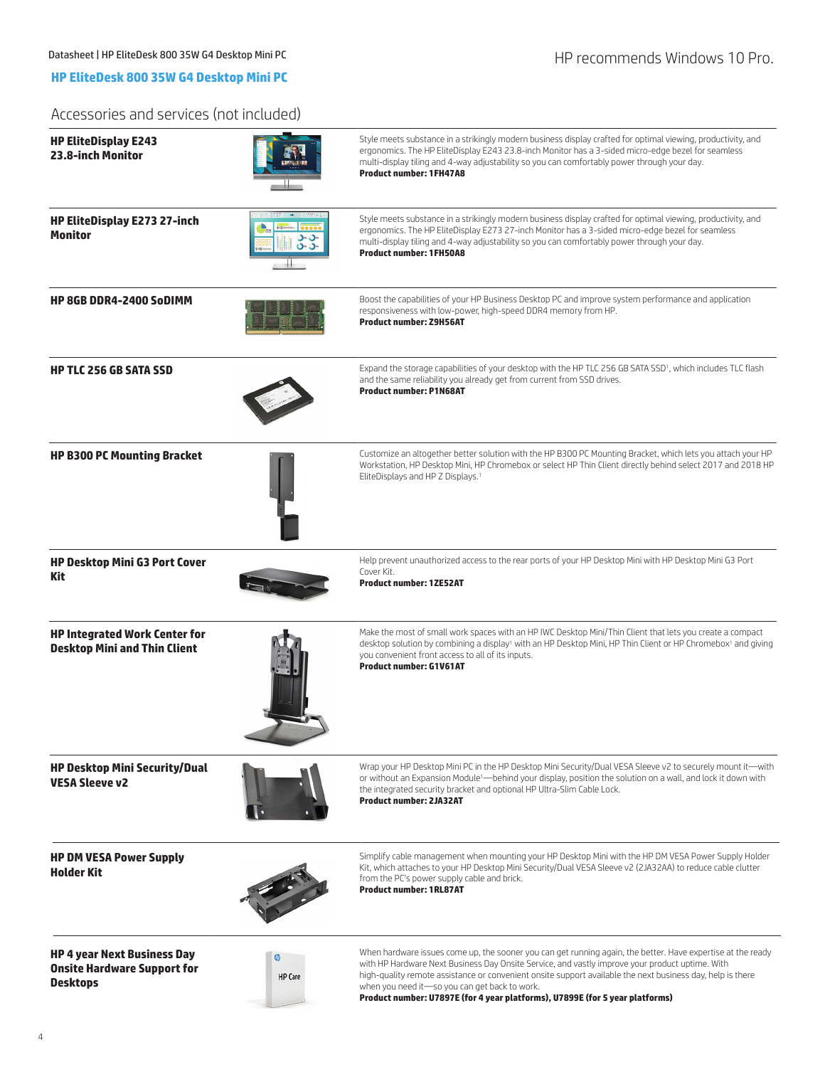## HP EliteDesk 800 35W G4 Desktop Mini PC

HP recommends Windows 10 Pro.

### Accessories and services (not included)

| | |
|---|---|
| **HP EliteDisplay E243 23.8-inch Monitor** | Style meets substance in a strikingly modern business display crafted for optimal viewing, productivity, and ergonomics. The HP EliteDisplay E243 23.8-inch Monitor has a 3-sided micro-edge bezel for seamless multi-display tiling and 4-way adjustability so you can comfortably power through your day. **Product number: 1FH47A8** |
| **HP EliteDisplay E273 27-inch Monitor** | Style meets substance in a strikingly modern business display crafted for optimal viewing, productivity, and ergonomics. The HP EliteDisplay E273 27-inch Monitor has a 3-sided micro-edge bezel for seamless multi-display tiling and 4-way adjustability so you can comfortably power through your day. **Product number: 1FH50A8** |
| **HP 8GB DDR4-2400 SoDIMM** | Boost the capabilities of your HP Business Desktop PC and improve system performance and application responsiveness with low-power, high-speed DDR4 memory from HP. **Product number: Z9H56AT** |
| **HP TLC 256 GB SATA SSD** | Expand the storage capabilities of your desktop with the HP TLC 256 GB SATA SSD[1], which includes TLC flash and the same reliability you already get from current from SSD drives. **Product number: P1N68AT** |
| **HP B300 PC Mounting Bracket** | Customize an altogether better solution with the HP B300 PC Mounting Bracket, which lets you attach your HP Workstation, HP Desktop Mini, HP Chromebox or select HP Thin Client directly behind select 2017 and 2018 HP EliteDisplays and HP Z Displays.[1] |
| **HP Desktop Mini G3 Port Cover Kit** | Help prevent unauthorized access to the rear ports of your HP Desktop Mini with HP Desktop Mini G3 Port Cover Kit. **Product number: 1ZE52AT** |
| **HP Integrated Work Center for Desktop Mini and Thin Client** | Make the most of small work spaces with an HP IWC Desktop Mini/Thin Client that lets you create a compact desktop solution by combining a display[1] with an HP Desktop Mini, HP Thin Client or HP Chromebox[1] and giving you convenient front access to all of its inputs. **Product number: G1V61AT** |
| **HP Desktop Mini Security/Dual VESA Sleeve v2** | Wrap your HP Desktop Mini PC in the HP Desktop Mini Security/Dual VESA Sleeve v2 to securely mount it—with or without an Expansion Module[1]—behind your display, position the solution on a wall, and lock it down with the integrated security bracket and optional HP Ultra-Slim Cable Lock. **Product number: 2JA32AT** |
| **HP DM VESA Power Supply Holder Kit** | Simplify cable management when mounting your HP Desktop Mini with the HP DM VESA Power Supply Holder Kit, which attaches to your HP Desktop Mini Security/Dual VESA Sleeve v2 (2JA32AA) to reduce cable clutter from the PC's power supply cable and brick. **Product number: 1RL87AT** |
| **HP 4 year Next Business Day Onsite Hardware Support for Desktops** | When hardware issues come up, the sooner you can get running again, the better. Have expertise at the ready with HP Hardware Next Business Day Onsite Service, and vastly improve your product uptime. With high-quality remote assistance or convenient onsite support available the next business day, help is there when you need it—so you can get back to work. **Product number: U7897E (for 4 year platforms), U7899E (for 5 year platforms)** |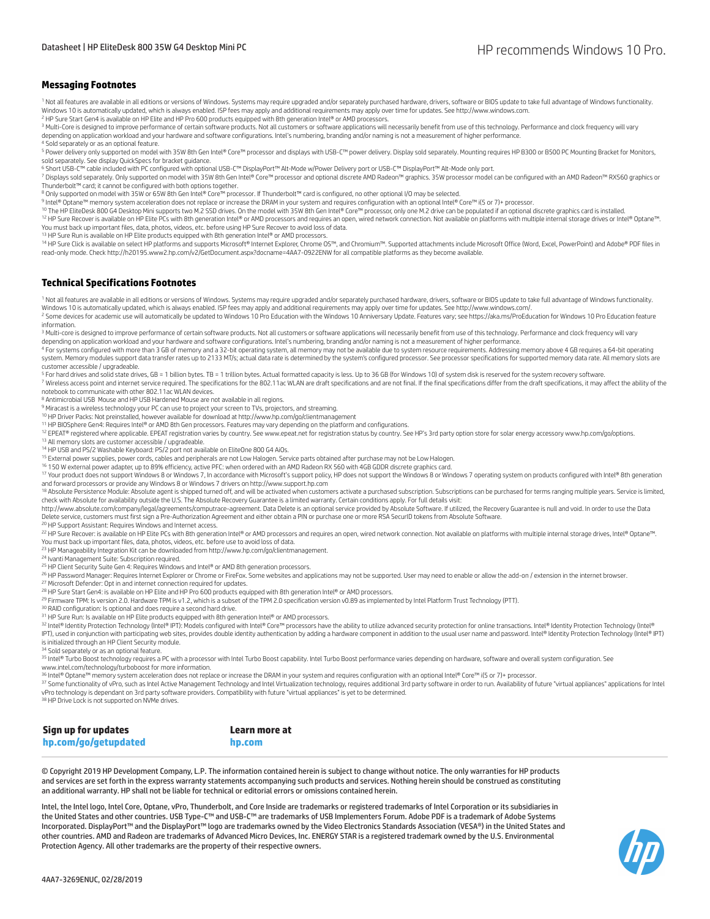## Messaging Footnotes

[1] Not all features are available in all editions or versions of Windows. Systems may require upgraded and/or separately purchased hardware, drivers, software or BIOS update to take full advantage of Windows functionality. Windows 10 is automatically updated, which is always enabled. ISP fees may apply and additional requirements may apply over time for updates. See http://www.windows.com.
[2] HP Sure Start Gen4 is available on HP Elite and HP Pro 600 products equipped with 8th generation Intel® or AMD processors.
[3] Multi-Core is designed to improve performance of certain software products. Not all customers or software applications will necessarily benefit from use of this technology. Performance and clock frequency will vary depending on application workload and your hardware and software configurations. Intel's numbering, branding and/or naming is not a measurement of higher performance.
[4] Sold separately or as an optional feature.
[5] Power delivery only supported on model with 35W 8th Gen Intel® Core™ processor and displays with USB-C™ power delivery. Display sold separately. Mounting requires HP B300 or B500 PC Mounting Bracket for Monitors, sold separately. See display QuickSpecs for bracket guidance.
[6] Short USB-C™ cable included with PC configured with optional USB-C™ DisplayPort™ Alt-Mode w/Power Delivery port or USB-C™ DisplayPort™ Alt-Mode only port.
[7] Displays sold separately. Only supported on model with 35W 8th Gen Intel® Core™ processor and optional discrete AMD Radeon™ graphics. 35W processor model can be configured with an AMD Radeon™ RX560 graphics or Thunderbolt™ card; it cannot be configured with both options together.
[8] Only supported on model with 35W or 65W 8th Gen Intel® Core™ processor. If Thunderbolt™ card is configured, no other optional I/O may be selected.
[9] Intel® Optane™ memory system acceleration does not replace or increase the DRAM in your system and requires configuration with an optional Intel® Core™ i(5 or 7)+ processor.
[10] The HP EliteDesk 800 G4 Desktop Mini supports two M.2 SSD drives. On the model with 35W 8th Gen Intel® Core™ processor, only one M.2 drive can be populated if an optional discrete graphics card is installed.
[12] HP Sure Recover is available on HP Elite PCs with 8th generation Intel® or AMD processors and requires an open, wired network connection. Not available on platforms with multiple internal storage drives or Intel® Optane™. You must back up important files, data, photos, videos, etc. before using HP Sure Recover to avoid loss of data.
[13] HP Sure Run is available on HP Elite products equipped with 8th generation Intel® or AMD processors.
[14] HP Sure Click is available on select HP platforms and supports Microsoft® Internet Explorer, Chrome OS™, and Chromium™. Supported attachments include Microsoft Office (Word, Excel, PowerPoint) and Adobe® PDF files in read-only mode. Check http://h20195.www2.hp.com/v2/GetDocument.aspx?docname=4AA7-0922ENW for all compatible platforms as they become available.

## Technical Specifications Footnotes

[1] Not all features are available in all editions or versions of Windows. Systems may require upgraded and/or separately purchased hardware, drivers, software or BIOS update to take full advantage of Windows functionality. Windows 10 is automatically updated, which is always enabled. ISP fees may apply and additional requirements may apply over time for updates. See http://www.windows.com/.
[2] Some devices for academic use will automatically be updated to Windows 10 Pro Education with the Windows 10 Anniversary Update. Features vary; see https://aka.ms/ProEducation for Windows 10 Pro Education feature information.
[3] Multi-core is designed to improve performance of certain software products. Not all customers or software applications will necessarily benefit from use of this technology. Performance and clock frequency will vary depending on application workload and your hardware and software configurations. Intel's numbering, branding and/or naming is not a measurement of higher performance.
[4] For systems configured with more than 3 GB of memory and a 32-bit operating system, all memory may not be available due to system resource requirements. Addressing memory above 4 GB requires a 64-bit operating system. Memory modules support data transfer rates up to 2133 MT/s; actual data rate is determined by the system's configured processor. See processor specifications for supported memory data rate. All memory slots are customer accessible / upgradeable.
[5] For hard drives and solid state drives, GB = 1 billion bytes. TB = 1 trillion bytes. Actual formatted capacity is less. Up to 36 GB (for Windows 10) of system disk is reserved for the system recovery software.
[7] Wireless access point and internet service required. The specifications for the 802.11ac WLAN are draft specifications and are not final. If the final specifications differ from the draft specifications, it may affect the ability of the notebook to communicate with other 802.11ac WLAN devices.
[8] Antimicrobial USB Mouse and HP USB Hardened Mouse are not available in all regions.
[9] Miracast is a wireless technology your PC can use to project your screen to TVs, projectors, and streaming.
[10] HP Driver Packs: Not preinstalled, however available for download at http://www.hp.com/go/clientmanagement
[11] HP BIOSphere Gen4: Requires Intel® or AMD 8th Gen processors. Features may vary depending on the platform and configurations.
[12] EPEAT® registered where applicable. EPEAT registration varies by country. See www.epeat.net for registration status by country. See HP's 3rd party option store for solar energy accessory www.hp.com/go/options.
[13] All memory slots are customer accessible / upgradeable.
[14] HP USB and PS/2 Washable Keyboard: PS/2 port not available on EliteOne 800 G4 AiOs.
[15] External power supplies, power cords, cables and peripherals are not Low Halogen. Service parts obtained after purchase may not be Low Halogen.
[16] 150 W external power adapter, up to 89% efficiency, active PFC: when ordered with an AMD Radeon RX 560 with 4GB GDDR graphics card.
[17] Your product does not support Windows 8 or Windows 7, In accordance with Microsoft's support policy, HP does not support the Windows 8 or Windows 7 operating system on products configured with Intel® 8th generation and forward processors or provide any Windows 8 or Windows 7 drivers on http://www.support.hp.com
[18] Absolute Persistence Module: Absolute agent is shipped turned off, and will be activated when customers activate a purchased subscription. Subscriptions can be purchased for terms ranging multiple years. Service is limited, check with Absolute for availability outside the U.S. The Absolute Recovery Guarantee is a limited warranty. Certain conditions apply. For full details visit: http://www.absolute.com/company/legal/agreements/computrace-agreement. Data Delete is an optional service provided by Absolute Software. If utilized, the Recovery Guarantee is null and void. In order to use the Data Delete service, customers must first sign a Pre-Authorization Agreement and either obtain a PIN or purchase one or more RSA SecurID tokens from Absolute Software.
[20] HP Support Assistant: Requires Windows and Internet access.
[22] HP Sure Recover: is available on HP Elite PCs with 8th generation Intel® or AMD processors and requires an open, wired network connection. Not available on platforms with multiple internal storage drives, Intel® Optane™. You must back up important files, data, photos, videos, etc. before use to avoid loss of data.
[23] HP Manageability Integration Kit can be downloaded from http://www.hp.com/go/clientmanagement.
[24] Ivanti Management Suite: Subscription required.
[25] HP Client Security Suite Gen 4: Requires Windows and Intel® or AMD 8th generation processors.
[26] HP Password Manager: Requires Internet Explorer or Chrome or FireFox. Some websites and applications may not be supported. User may need to enable or allow the add-on / extension in the internet browser.
[27] Microsoft Defender: Opt in and internet connection required for updates.
[28] HP Sure Start Gen4: is available on HP Elite and HP Pro 600 products equipped with 8th generation Intel® or AMD processors.
[29] Firmware TPM: Is version 2.0. Hardware TPM is v1.2, which is a subset of the TPM 2.0 specification v0.89 as implemented by Intel Platform Trust Technology (PTT).
[30] RAID configuration: Is optional and does require a second hard drive.
[31] HP Sure Run: Is available on HP Elite products equipped with 8th generation Intel® or AMD processors.
[32] Intel® Identity Protection Technology (Intel® IPT): Models configured with Intel® Core™ processors have the ability to utilize advanced security protection for online transactions. Intel® Identity Protection Technology (Intel® IPT), used in conjunction with participating web sites, provides double identity authentication by adding a hardware component in addition to the usual user name and password. Intel® Identity Protection Technology (Intel® IPT) is initialized through an HP Client Security module.
[34] Sold separately or as an optional feature.
[35] Intel® Turbo Boost technology requires a PC with a processor with Intel Turbo Boost capability. Intel Turbo Boost performance varies depending on hardware, software and overall system configuration. See www.intel.com/technology/turboboost for more information.
[36] Intel® Optane™ memory system acceleration does not replace or increase the DRAM in your system and requires configuration with an optional Intel® Core™ i(5 or 7)+ processor.
[37] Some functionality of vPro, such as Intel Active Management Technology and Intel Virtualization technology, requires additional 3rd party software in order to run. Availability of future "virtual appliances" applications for Intel vPro technology is dependant on 3rd party software providers. Compatibility with future "virtual appliances" is yet to be determined.
[38] HP Drive Lock is not supported on NVMe drives.

**Sign up for updates**
**hp.com/go/getupdated**

**Learn more at**
**hp.com**

© Copyright 2019 HP Development Company, L.P. The information contained herein is subject to change without notice. The only warranties for HP products and services are set forth in the express warranty statements accompanying such products and services. Nothing herein should be construed as constituting an additional warranty. HP shall not be liable for technical or editorial errors or omissions contained herein.

Intel, the Intel logo, Intel Core, Optane, vPro, Thunderbolt, and Core Inside are trademarks or registered trademarks of Intel Corporation or its subsidiaries in the United States and other countries. USB Type-C™ and USB-C™ are trademarks of USB Implementers Forum. Adobe PDF is a trademark of Adobe Systems Incorporated. DisplayPort™ and the DisplayPort™ logo are trademarks owned by the Video Electronics Standards Association (VESA®) in the United States and other countries. AMD and Radeon are trademarks of Advanced Micro Devices, Inc. ENERGY STAR is a registered trademark owned by the U.S. Environmental Protection Agency. All other trademarks are the property of their respective owners.

4AA7-3269ENUC, 02/28/2019